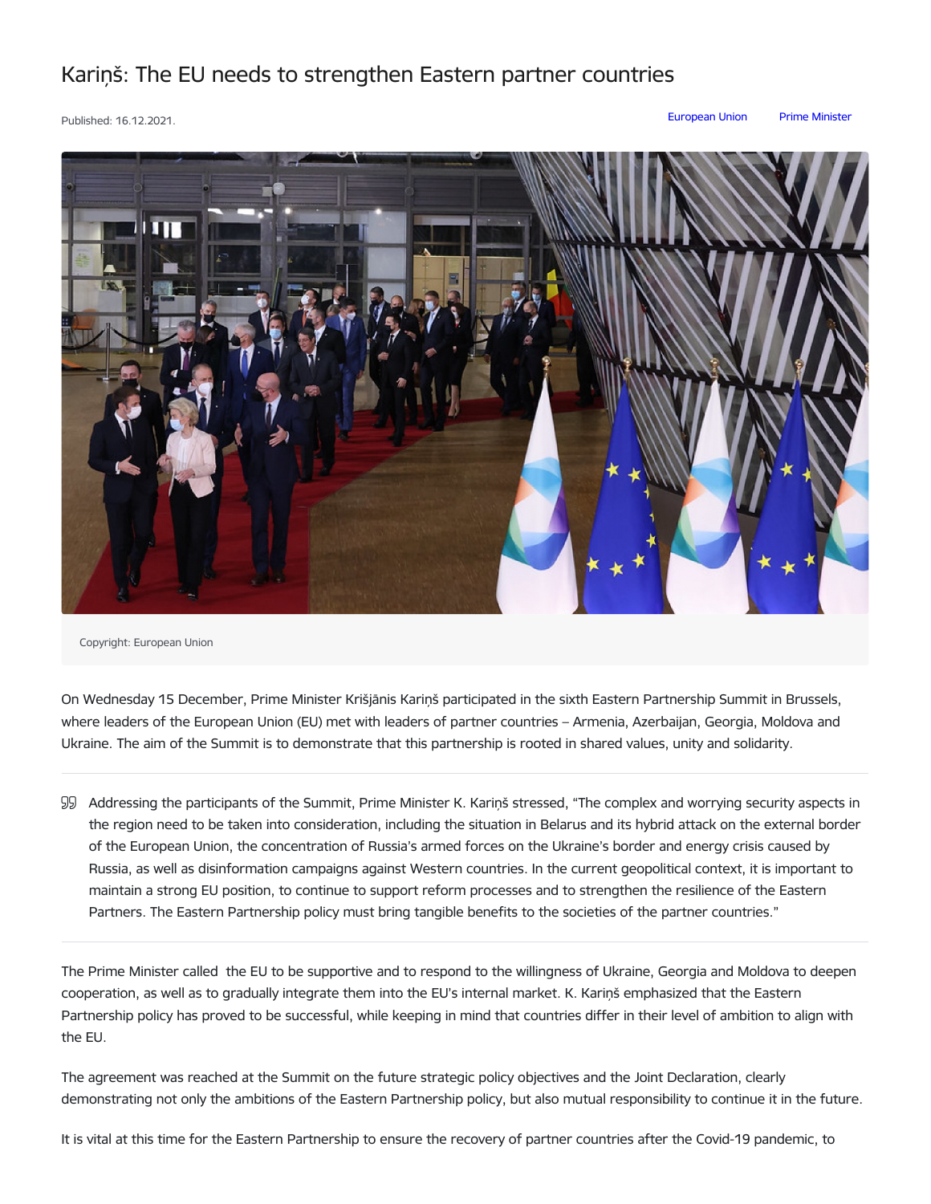# Kariņš: The EU needs to strengthen Eastern partner countries

Published: 16.12.2021.

European Union Prime Minister

Copyright: European Union

On Wednesday 15 December, Prime Minister Krišjānis Kariņš participated in the sixth Eastern Partnership Summit in Brussels, where leaders of the European Union (EU) met with leaders of partner countries – Armenia, Azerbaijan, Georgia, Moldova and Ukraine. The aim of the Summit is to demonstrate that this partnership is rooted in shared values, unity and solidarity.

> Addressing the participants of the Summit, Prime Minister K. Kariņš stressed, "The complex and worrying security aspects in the region need to be taken into consideration, including the situation in Belarus and its hybrid attack on the external border of the European Union, the concentration of Russia's armed forces on the Ukraine's border and energy crisis caused by Russia, as well as disinformation campaigns against Western countries. In the current geopolitical context, it is important to maintain a strong EU position, to continue to support reform processes and to strengthen the resilience of the Eastern Partners. The Eastern Partnership policy must bring tangible benefits to the societies of the partner countries."

The Prime Minister called the EU to be supportive and to respond to the willingness of Ukraine, Georgia and Moldova to deepen cooperation, as well as to gradually integrate them into the EU's internal market. K. Kariņš emphasized that the Eastern Partnership policy has proved to be successful, while keeping in mind that countries differ in their level of ambition to align with the EU.

The agreement was reached at the Summit on the future strategic policy objectives and the Joint Declaration, clearly demonstrating not only the ambitions of the Eastern Partnership policy, but also mutual responsibility to continue it in the future.

It is vital at this time for the Eastern Partnership to ensure the recovery of partner countries after the Covid-19 pandemic, to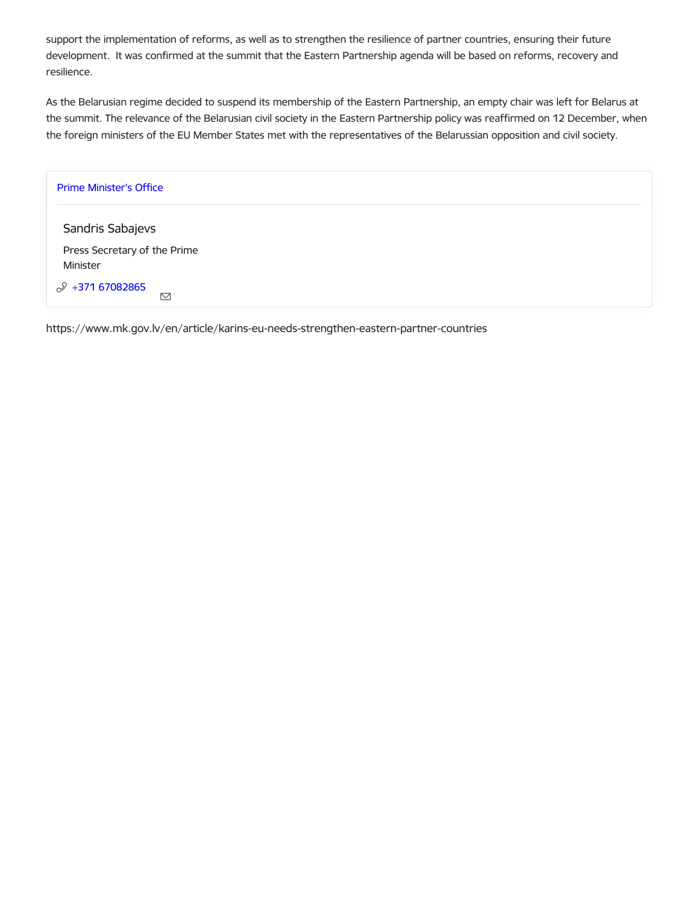support the implementation of reforms, as well as to strengthen the resilience of partner countries, ensuring their future development.  It was confirmed at the summit that the Eastern Partnership agenda will be based on reforms, recovery and resilience.

As the Belarusian regime decided to suspend its membership of the Eastern Partnership, an empty chair was left for Belarus at the summit. The relevance of the Belarusian civil society in the Eastern Partnership policy was reaffirmed on 12 December, when the foreign ministers of the EU Member States met with the representatives of the Belarussian opposition and civil society.

Prime Minister's Office

Sandris Sabajevs

Press Secretary of the Prime Minister

+371 67082865

https://www.mk.gov.lv/en/article/karins-eu-needs-strengthen-eastern-partner-countries